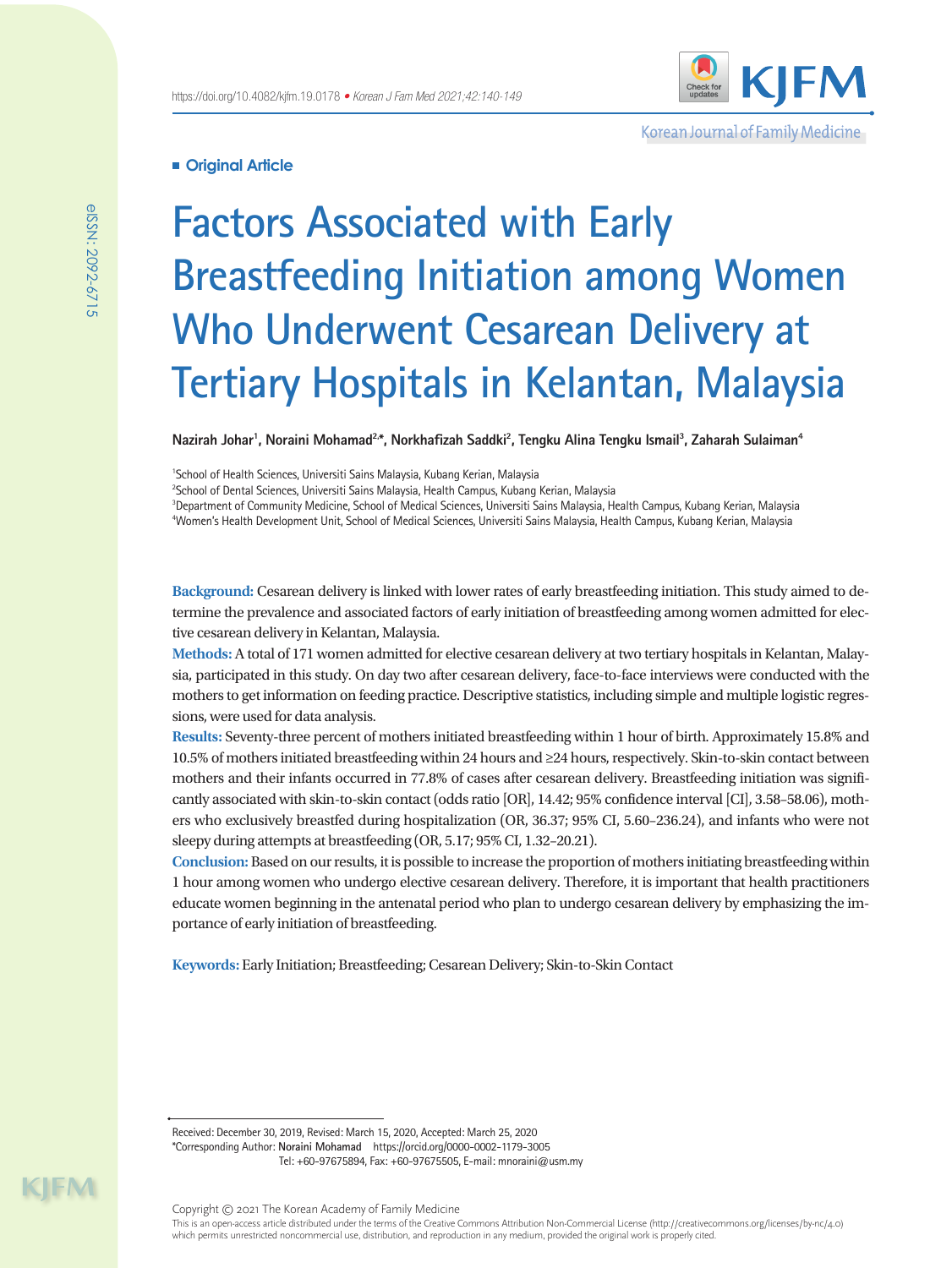**Original Article**

# Factors Associated with Early Breastfeeding Initiation among Women Who Underwent Cesarean Delivery at Tertiary Hospitals in Kelantan, Malaysia

**Nazirah Johar[1], Noraini Mohamad[2,*], Norkhafizah Saddki[2], Tengku Alina Tengku Ismail[3], Zaharah Sulaiman[4]**

[1]School of Health Sciences, Universiti Sains Malaysia, Kubang Kerian, Malaysia
[2]School of Dental Sciences, Universiti Sains Malaysia, Health Campus, Kubang Kerian, Malaysia
[3]Department of Community Medicine, School of Medical Sciences, Universiti Sains Malaysia, Health Campus, Kubang Kerian, Malaysia
[4]Women's Health Development Unit, School of Medical Sciences, Universiti Sains Malaysia, Health Campus, Kubang Kerian, Malaysia

**Background:** Cesarean delivery is linked with lower rates of early breastfeeding initiation. This study aimed to determine the prevalence and associated factors of early initiation of breastfeeding among women admitted for elective cesarean delivery in Kelantan, Malaysia.

**Methods:** A total of 171 women admitted for elective cesarean delivery at two tertiary hospitals in Kelantan, Malaysia, participated in this study. On day two after cesarean delivery, face-to-face interviews were conducted with the mothers to get information on feeding practice. Descriptive statistics, including simple and multiple logistic regressions, were used for data analysis.

**Results:** Seventy-three percent of mothers initiated breastfeeding within 1 hour of birth. Approximately 15.8% and 10.5% of mothers initiated breastfeeding within 24 hours and ≥24 hours, respectively. Skin-to-skin contact between mothers and their infants occurred in 77.8% of cases after cesarean delivery. Breastfeeding initiation was significantly associated with skin-to-skin contact (odds ratio [OR], 14.42; 95% confidence interval [CI], 3.58–58.06), mothers who exclusively breastfed during hospitalization (OR, 36.37; 95% CI, 5.60–236.24), and infants who were not sleepy during attempts at breastfeeding (OR, 5.17; 95% CI, 1.32–20.21).

**Conclusion:** Based on our results, it is possible to increase the proportion of mothers initiating breastfeeding within 1 hour among women who undergo elective cesarean delivery. Therefore, it is important that health practitioners educate women beginning in the antenatal period who plan to undergo cesarean delivery by emphasizing the importance of early initiation of breastfeeding.

**Keywords:** Early Initiation; Breastfeeding; Cesarean Delivery; Skin-to-Skin Contact

Received: December 30, 2019, Revised: March 15, 2020, Accepted: March 25, 2020
*Corresponding Author: **Noraini Mohamad** https://orcid.org/0000-0002-1179-3005
Tel: +60-97675894, Fax: +60-97675505, E-mail: mnoraini@usm.my

Copyright © 2021 The Korean Academy of Family Medicine
This is an open-access article distributed under the terms of the Creative Commons Attribution Non-Commercial License (http://creativecommons.org/licenses/by-nc/4.0) which permits unrestricted noncommercial use, distribution, and reproduction in any medium, provided the original work is properly cited.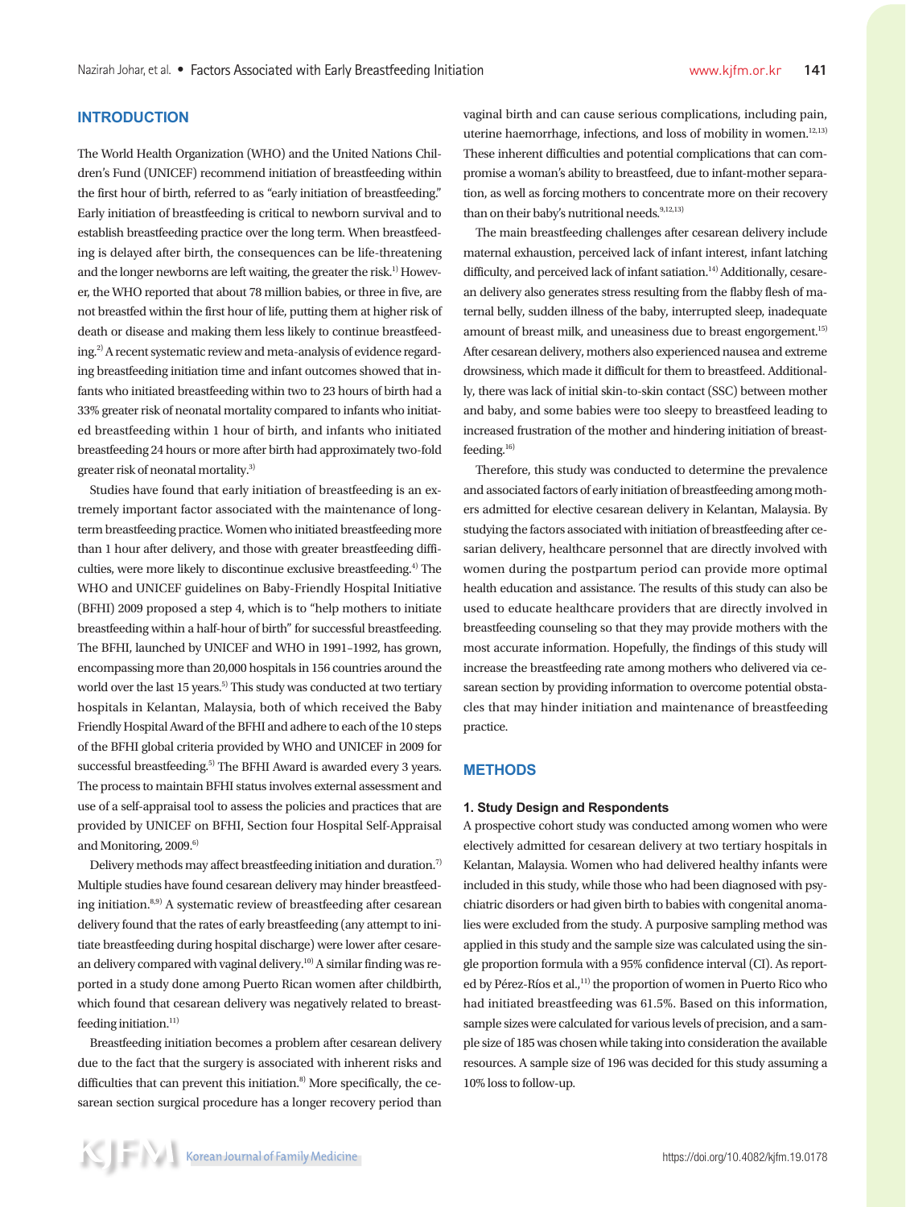## INTRODUCTION

The World Health Organization (WHO) and the United Nations Children's Fund (UNICEF) recommend initiation of breastfeeding within the first hour of birth, referred to as "early initiation of breastfeeding." Early initiation of breastfeeding is critical to newborn survival and to establish breastfeeding practice over the long term. When breastfeeding is delayed after birth, the consequences can be life-threatening and the longer newborns are left waiting, the greater the risk.[1] However, the WHO reported that about 78 million babies, or three in five, are not breastfed within the first hour of life, putting them at higher risk of death or disease and making them less likely to continue breastfeeding.[2] A recent systematic review and meta-analysis of evidence regarding breastfeeding initiation time and infant outcomes showed that infants who initiated breastfeeding within two to 23 hours of birth had a 33% greater risk of neonatal mortality compared to infants who initiated breastfeeding within 1 hour of birth, and infants who initiated breastfeeding 24 hours or more after birth had approximately two-fold greater risk of neonatal mortality.[3]

Studies have found that early initiation of breastfeeding is an extremely important factor associated with the maintenance of long-term breastfeeding practice. Women who initiated breastfeeding more than 1 hour after delivery, and those with greater breastfeeding difficulties, were more likely to discontinue exclusive breastfeeding.[4] The WHO and UNICEF guidelines on Baby-Friendly Hospital Initiative (BFHI) 2009 proposed a step 4, which is to "help mothers to initiate breastfeeding within a half-hour of birth" for successful breastfeeding. The BFHI, launched by UNICEF and WHO in 1991–1992, has grown, encompassing more than 20,000 hospitals in 156 countries around the world over the last 15 years.[5] This study was conducted at two tertiary hospitals in Kelantan, Malaysia, both of which received the Baby Friendly Hospital Award of the BFHI and adhere to each of the 10 steps of the BFHI global criteria provided by WHO and UNICEF in 2009 for successful breastfeeding.[5] The BFHI Award is awarded every 3 years. The process to maintain BFHI status involves external assessment and use of a self-appraisal tool to assess the policies and practices that are provided by UNICEF on BFHI, Section four Hospital Self-Appraisal and Monitoring, 2009.[6]

Delivery methods may affect breastfeeding initiation and duration.[7] Multiple studies have found cesarean delivery may hinder breastfeeding initiation.[8,9] A systematic review of breastfeeding after cesarean delivery found that the rates of early breastfeeding (any attempt to initiate breastfeeding during hospital discharge) were lower after cesarean delivery compared with vaginal delivery.[10] A similar finding was reported in a study done among Puerto Rican women after childbirth, which found that cesarean delivery was negatively related to breastfeeding initiation.[11]

Breastfeeding initiation becomes a problem after cesarean delivery due to the fact that the surgery is associated with inherent risks and difficulties that can prevent this initiation.[8] More specifically, the cesarean section surgical procedure has a longer recovery period than vaginal birth and can cause serious complications, including pain, uterine haemorrhage, infections, and loss of mobility in women.[12,13] These inherent difficulties and potential complications that can compromise a woman's ability to breastfeed, due to infant-mother separation, as well as forcing mothers to concentrate more on their recovery than on their baby's nutritional needs.[9,12,13]

The main breastfeeding challenges after cesarean delivery include maternal exhaustion, perceived lack of infant interest, infant latching difficulty, and perceived lack of infant satiation.[14] Additionally, cesarean delivery also generates stress resulting from the flabby flesh of maternal belly, sudden illness of the baby, interrupted sleep, inadequate amount of breast milk, and uneasiness due to breast engorgement.[15] After cesarean delivery, mothers also experienced nausea and extreme drowsiness, which made it difficult for them to breastfeed. Additionally, there was lack of initial skin-to-skin contact (SSC) between mother and baby, and some babies were too sleepy to breastfeed leading to increased frustration of the mother and hindering initiation of breastfeeding.[16]

Therefore, this study was conducted to determine the prevalence and associated factors of early initiation of breastfeeding among mothers admitted for elective cesarean delivery in Kelantan, Malaysia. By studying the factors associated with initiation of breastfeeding after cesarian delivery, healthcare personnel that are directly involved with women during the postpartum period can provide more optimal health education and assistance. The results of this study can also be used to educate healthcare providers that are directly involved in breastfeeding counseling so that they may provide mothers with the most accurate information. Hopefully, the findings of this study will increase the breastfeeding rate among mothers who delivered via cesarean section by providing information to overcome potential obstacles that may hinder initiation and maintenance of breastfeeding practice.

## METHODS

### 1. Study Design and Respondents

A prospective cohort study was conducted among women who were electively admitted for cesarean delivery at two tertiary hospitals in Kelantan, Malaysia. Women who had delivered healthy infants were included in this study, while those who had been diagnosed with psychiatric disorders or had given birth to babies with congenital anomalies were excluded from the study. A purposive sampling method was applied in this study and the sample size was calculated using the single proportion formula with a 95% confidence interval (CI). As reported by Pérez-Ríos et al.,[11] the proportion of women in Puerto Rico who had initiated breastfeeding was 61.5%. Based on this information, sample sizes were calculated for various levels of precision, and a sample size of 185 was chosen while taking into consideration the available resources. A sample size of 196 was decided for this study assuming a 10% loss to follow-up.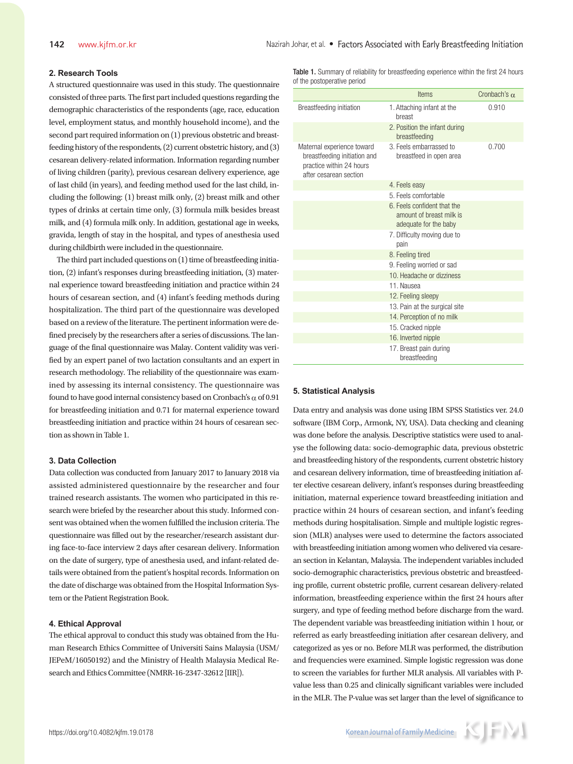## 2. Research Tools

A structured questionnaire was used in this study. The questionnaire consisted of three parts. The first part included questions regarding the demographic characteristics of the respondents (age, race, education level, employment status, and monthly household income), and the second part required information on (1) previous obstetric and breastfeeding history of the respondents, (2) current obstetric history, and (3) cesarean delivery-related information. Information regarding number of living children (parity), previous cesarean delivery experience, age of last child (in years), and feeding method used for the last child, including the following: (1) breast milk only, (2) breast milk and other types of drinks at certain time only, (3) formula milk besides breast milk, and (4) formula milk only. In addition, gestational age in weeks, gravida, length of stay in the hospital, and types of anesthesia used during childbirth were included in the questionnaire.

The third part included questions on (1) time of breastfeeding initiation, (2) infant's responses during breastfeeding initiation, (3) maternal experience toward breastfeeding initiation and practice within 24 hours of cesarean section, and (4) infant's feeding methods during hospitalization. The third part of the questionnaire was developed based on a review of the literature. The pertinent information were defined precisely by the researchers after a series of discussions. The language of the final questionnaire was Malay. Content validity was verified by an expert panel of two lactation consultants and an expert in research methodology. The reliability of the questionnaire was examined by assessing its internal consistency. The questionnaire was found to have good internal consistency based on Cronbach's $\alpha$ of 0.91 for breastfeeding initiation and 0.71 for maternal experience toward breastfeeding initiation and practice within 24 hours of cesarean section as shown in Table 1.

Table 1. Summary of reliability for breastfeeding experience within the first 24 hours of the postoperative period

| | Items | Cronbach's $\alpha$ |
|---|---|---|
| Breastfeeding initiation | 1. Attaching infant at the breast | 0.910 |
| | 2. Position the infant during breastfeeding | |
| Maternal experience toward breastfeeding initiation and practice within 24 hours after cesarean section | 3. Feels embarrassed to breastfeed in open area | 0.700 |
| | 4. Feels easy | |
| | 5. Feels comfortable | |
| | 6. Feels confident that the amount of breast milk is adequate for the baby | |
| | 7. Difficulty moving due to pain | |
| | 8. Feeling tired | |
| | 9. Feeling worried or sad | |
| | 10. Headache or dizziness | |
| | 11. Nausea | |
| | 12. Feeling sleepy | |
| | 13. Pain at the surgical site | |
| | 14. Perception of no milk | |
| | 15. Cracked nipple | |
| | 16. Inverted nipple | |
| | 17. Breast pain during breastfeeding | |

## 3. Data Collection

Data collection was conducted from January 2017 to January 2018 via assisted administered questionnaire by the researcher and four trained research assistants. The women who participated in this research were briefed by the researcher about this study. Informed consent was obtained when the women fulfilled the inclusion criteria. The questionnaire was filled out by the researcher/research assistant during face-to-face interview 2 days after cesarean delivery. Information on the date of surgery, type of anesthesia used, and infant-related details were obtained from the patient's hospital records. Information on the date of discharge was obtained from the Hospital Information System or the Patient Registration Book.

## 4. Ethical Approval

The ethical approval to conduct this study was obtained from the Human Research Ethics Committee of Universiti Sains Malaysia (USM/JEPeM/16050192) and the Ministry of Health Malaysia Medical Research and Ethics Committee (NMRR-16-2347-32612 [IIR]).

## 5. Statistical Analysis

Data entry and analysis was done using IBM SPSS Statistics ver. 24.0 software (IBM Corp., Armonk, NY, USA). Data checking and cleaning was done before the analysis. Descriptive statistics were used to analyse the following data: socio-demographic data, previous obstetric and breastfeeding history of the respondents, current obstetric history and cesarean delivery information, time of breastfeeding initiation after elective cesarean delivery, infant's responses during breastfeeding initiation, maternal experience toward breastfeeding initiation and practice within 24 hours of cesarean section, and infant's feeding methods during hospitalisation. Simple and multiple logistic regression (MLR) analyses were used to determine the factors associated with breastfeeding initiation among women who delivered via cesarean section in Kelantan, Malaysia. The independent variables included socio-demographic characteristics, previous obstetric and breastfeeding profile, current obstetric profile, current cesarean delivery-related information, breastfeeding experience within the first 24 hours after surgery, and type of feeding method before discharge from the ward. The dependent variable was breastfeeding initiation within 1 hour, or referred as early breastfeeding initiation after cesarean delivery, and categorized as yes or no. Before MLR was performed, the distribution and frequencies were examined. Simple logistic regression was done to screen the variables for further MLR analysis. All variables with P-value less than 0.25 and clinically significant variables were included in the MLR. The P-value was set larger than the level of significance to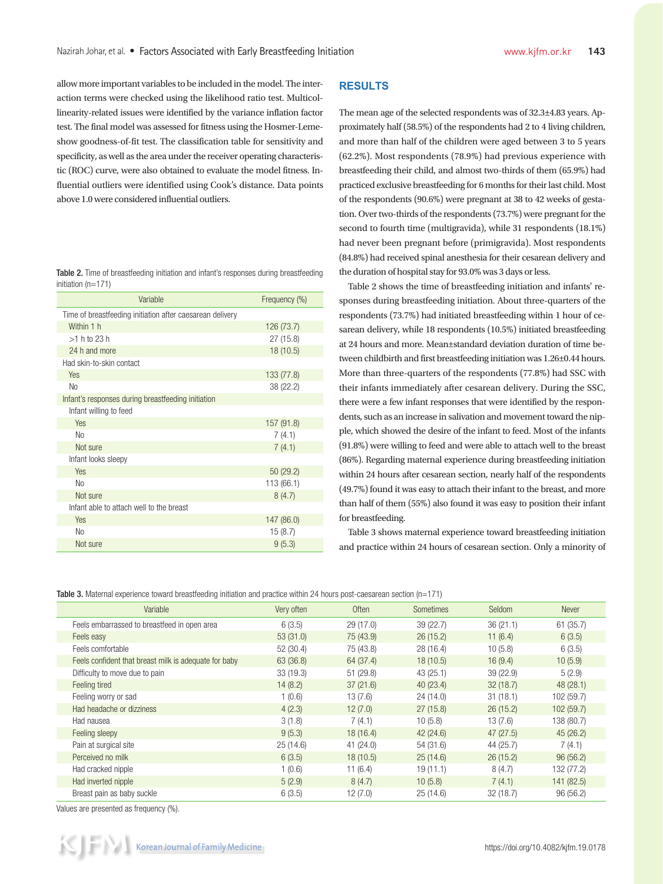allow more important variables to be included in the model. The interaction terms were checked using the likelihood ratio test. Multicollinearity-related issues were identified by the variance inflation factor test. The final model was assessed for fitness using the Hosmer-Lemeshow goodness-of-fit test. The classification table for sensitivity and specificity, as well as the area under the receiver operating characteristic (ROC) curve, were also obtained to evaluate the model fitness. Influential outliers were identified using Cook's distance. Data points above 1.0 were considered influential outliers.

## RESULTS

The mean age of the selected respondents was of 32.3±4.83 years. Approximately half (58.5%) of the respondents had 2 to 4 living children, and more than half of the children were aged between 3 to 5 years (62.2%). Most respondents (78.9%) had previous experience with breastfeeding their child, and almost two-thirds of them (65.9%) had practiced exclusive breastfeeding for 6 months for their last child. Most of the respondents (90.6%) were pregnant at 38 to 42 weeks of gestation. Over two-thirds of the respondents (73.7%) were pregnant for the second to fourth time (multigravida), while 31 respondents (18.1%) had never been pregnant before (primigravida). Most respondents (84.8%) had received spinal anesthesia for their cesarean delivery and the duration of hospital stay for 93.0% was 3 days or less.

Table 2 shows the time of breastfeeding initiation and infants' responses during breastfeeding initiation. About three-quarters of the respondents (73.7%) had initiated breastfeeding within 1 hour of cesarean delivery, while 18 respondents (10.5%) initiated breastfeeding at 24 hours and more. Mean±standard deviation duration of time between childbirth and first breastfeeding initiation was 1.26±0.44 hours. More than three-quarters of the respondents (77.8%) had SSC with their infants immediately after cesarean delivery. During the SSC, there were a few infant responses that were identified by the respondents, such as an increase in salivation and movement toward the nipple, which showed the desire of the infant to feed. Most of the infants (91.8%) were willing to feed and were able to attach well to the breast (86%). Regarding maternal experience during breastfeeding initiation within 24 hours after cesarean section, nearly half of the respondents (49.7%) found it was easy to attach their infant to the breast, and more than half of them (55%) also found it was easy to position their infant for breastfeeding.

Table 3 shows maternal experience toward breastfeeding initiation and practice within 24 hours of cesarean section. Only a minority of

**Table 2.** Time of breastfeeding initiation and infant's responses during breastfeeding initiation (n=171)

| Variable | Frequency (%) |
|---|---|
| Time of breastfeeding initiation after caesarean delivery | |
| Within 1 h | 126 (73.7) |
| >1 h to 23 h | 27 (15.8) |
| 24 h and more | 18 (10.5) |
| Had skin-to-skin contact | |
| Yes | 133 (77.8) |
| No | 38 (22.2) |
| Infant's responses during breastfeeding initiation | |
| Infant willing to feed | |
| Yes | 157 (91.8) |
| No | 7 (4.1) |
| Not sure | 7 (4.1) |
| Infant looks sleepy | |
| Yes | 50 (29.2) |
| No | 113 (66.1) |
| Not sure | 8 (4.7) |
| Infant able to attach well to the breast | |
| Yes | 147 (86.0) |
| No | 15 (8.7) |
| Not sure | 9 (5.3) |

**Table 3.** Maternal experience toward breastfeeding initiation and practice within 24 hours post-caesarean section (n=171)

| Variable | Very often | Often | Sometimes | Seldom | Never |
|---|---|---|---|---|---|
| Feels embarrassed to breastfeed in open area | 6 (3.5) | 29 (17.0) | 39 (22.7) | 36 (21.1) | 61 (35.7) |
| Feels easy | 53 (31.0) | 75 (43.9) | 26 (15.2) | 11 (6.4) | 6 (3.5) |
| Feels comfortable | 52 (30.4) | 75 (43.8) | 28 (16.4) | 10 (5.8) | 6 (3.5) |
| Feels confident that breast milk is adequate for baby | 63 (36.8) | 64 (37.4) | 18 (10.5) | 16 (9.4) | 10 (5.9) |
| Difficulty to move due to pain | 33 (19.3) | 51 (29.8) | 43 (25.1) | 39 (22.9) | 5 (2.9) |
| Feeling tired | 14 (8.2) | 37 (21.6) | 40 (23.4) | 32 (18.7) | 48 (28.1) |
| Feeling worry or sad | 1 (0.6) | 13 (7.6) | 24 (14.0) | 31 (18.1) | 102 (59.7) |
| Had headache or dizziness | 4 (2.3) | 12 (7.0) | 27 (15.8) | 26 (15.2) | 102 (59.7) |
| Had nausea | 3 (1.8) | 7 (4.1) | 10 (5.8) | 13 (7.6) | 138 (80.7) |
| Feeling sleepy | 9 (5.3) | 18 (16.4) | 42 (24.6) | 47 (27.5) | 45 (26.2) |
| Pain at surgical site | 25 (14.6) | 41 (24.0) | 54 (31.6) | 44 (25.7) | 7 (4.1) |
| Perceived no milk | 6 (3.5) | 18 (10.5) | 25 (14.6) | 26 (15.2) | 96 (56.2) |
| Had cracked nipple | 1 (0.6) | 11 (6.4) | 19 (11.1) | 8 (4.7) | 132 (77.2) |
| Had inverted nipple | 5 (2.9) | 8 (4.7) | 10 (5.8) | 7 (4.1) | 141 (82.5) |
| Breast pain as baby suckle | 6 (3.5) | 12 (7.0) | 25 (14.6) | 32 (18.7) | 96 (56.2) |

Values are presented as frequency (%).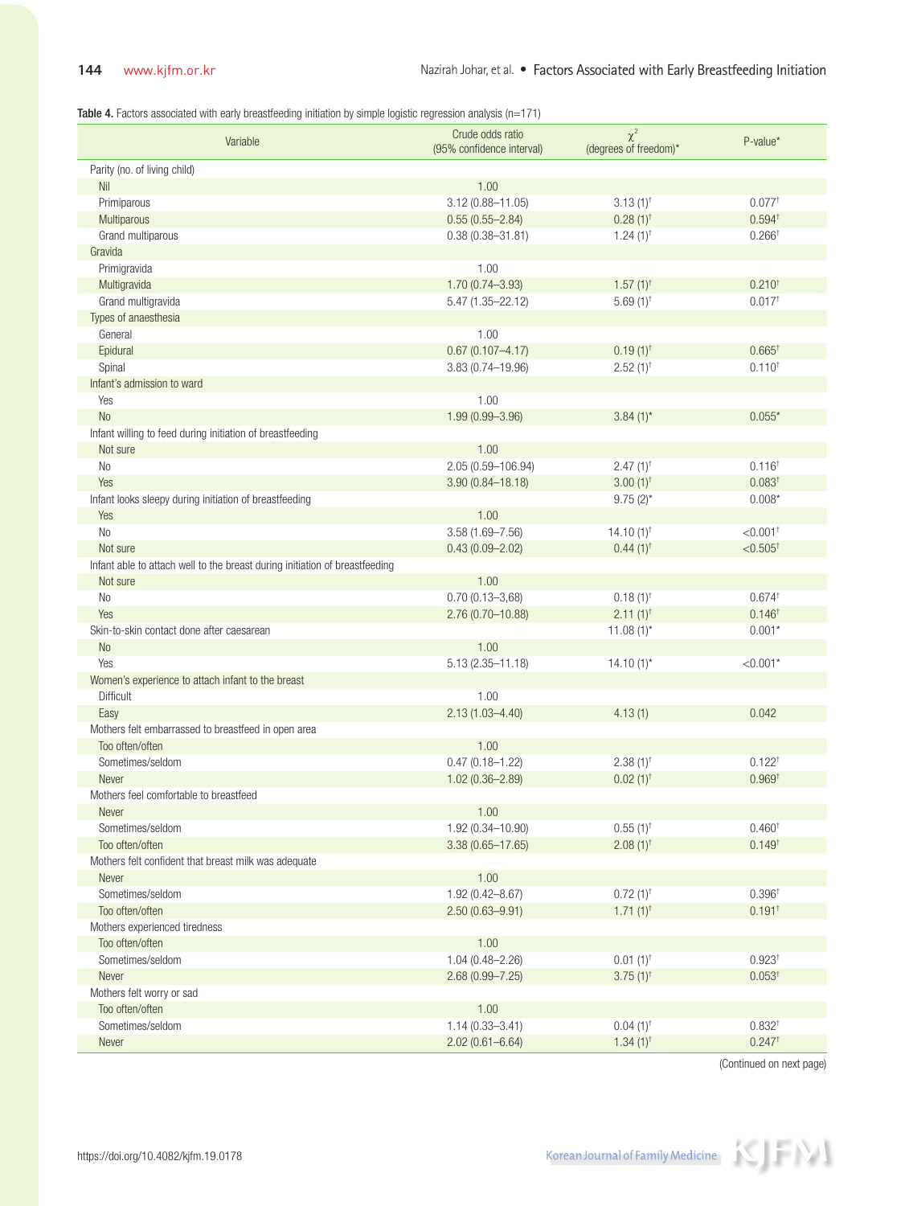**Table 4.** Factors associated with early breastfeeding initiation by simple logistic regression analysis (n=171)

| Variable | Crude odds ratio (95% confidence interval) | $\chi^2$ (degrees of freedom)* | P-value* |
|---|---|---|---|
| Parity (no. of living child) | | | |
| Nil | 1.00 | | |
| Primiparous | 3.12 (0.88–11.05) | 3.13 (1)† | 0.077† |
| Multiparous | 0.55 (0.55–2.84) | 0.28 (1)† | 0.594† |
| Grand multiparous | 0.38 (0.38–31.81) | 1.24 (1)† | 0.266† |
| Gravida | | | |
| Primigravida | 1.00 | | |
| Multigravida | 1.70 (0.74–3.93) | 1.57 (1)† | 0.210† |
| Grand multigravida | 5.47 (1.35–22.12) | 5.69 (1)† | 0.017† |
| Types of anaesthesia | | | |
| General | 1.00 | | |
| Epidural | 0.67 (0.107–4.17) | 0.19 (1)† | 0.665† |
| Spinal | 3.83 (0.74–19.96) | 2.52 (1)† | 0.110† |
| Infant's admission to ward | | | |
| Yes | 1.00 | | |
| No | 1.99 (0.99–3.96) | 3.84 (1)* | 0.055* |
| Infant willing to feed during initiation of breastfeeding | | | |
| Not sure | 1.00 | | |
| No | 2.05 (0.59–106.94) | 2.47 (1)† | 0.116† |
| Yes | 3.90 (0.84–18.18) | 3.00 (1)† | 0.083† |
| Infant looks sleepy during initiation of breastfeeding | | 9.75 (2)* | 0.008* |
| Yes | 1.00 | | |
| No | 3.58 (1.69–7.56) | 14.10 (1)† | <0.001† |
| Not sure | 0.43 (0.09–2.02) | 0.44 (1)† | <0.505† |
| Infant able to attach well to the breast during initiation of breastfeeding | | | |
| Not sure | 1.00 | | |
| No | 0.70 (0.13–3,68) | 0.18 (1)† | 0.674† |
| Yes | 2.76 (0.70–10.88) | 2.11 (1)† | 0.146† |
| Skin-to-skin contact done after caesarean | | 11.08 (1)* | 0.001* |
| No | 1.00 | | |
| Yes | 5.13 (2.35–11.18) | 14.10 (1)* | <0.001* |
| Women's experience to attach infant to the breast | | | |
| Difficult | 1.00 | | |
| Easy | 2.13 (1.03–4.40) | 4.13 (1) | 0.042 |
| Mothers felt embarrassed to breastfeed in open area | | | |
| Too often/often | 1.00 | | |
| Sometimes/seldom | 0.47 (0.18–1.22) | 2.38 (1)† | 0.122† |
| Never | 1.02 (0.36–2.89) | 0.02 (1)† | 0.969† |
| Mothers feel comfortable to breastfeed | | | |
| Never | 1.00 | | |
| Sometimes/seldom | 1.92 (0.34–10.90) | 0.55 (1)† | 0.460† |
| Too often/often | 3.38 (0.65–17.65) | 2.08 (1)† | 0.149† |
| Mothers felt confident that breast milk was adequate | | | |
| Never | 1.00 | | |
| Sometimes/seldom | 1.92 (0.42–8.67) | 0.72 (1)† | 0.396† |
| Too often/often | 2.50 (0.63–9.91) | 1.71 (1)† | 0.191† |
| Mothers experienced tiredness | | | |
| Too often/often | 1.00 | | |
| Sometimes/seldom | 1.04 (0.48–2.26) | 0.01 (1)† | 0.923† |
| Never | 2.68 (0.99–7.25) | 3.75 (1)† | 0.053† |
| Mothers felt worry or sad | | | |
| Too often/often | 1.00 | | |
| Sometimes/seldom | 1.14 (0.33–3.41) | 0.04 (1)† | 0.832† |
| Never | 2.02 (0.61–6.64) | 1.34 (1)† | 0.247† |

(Continued on next page)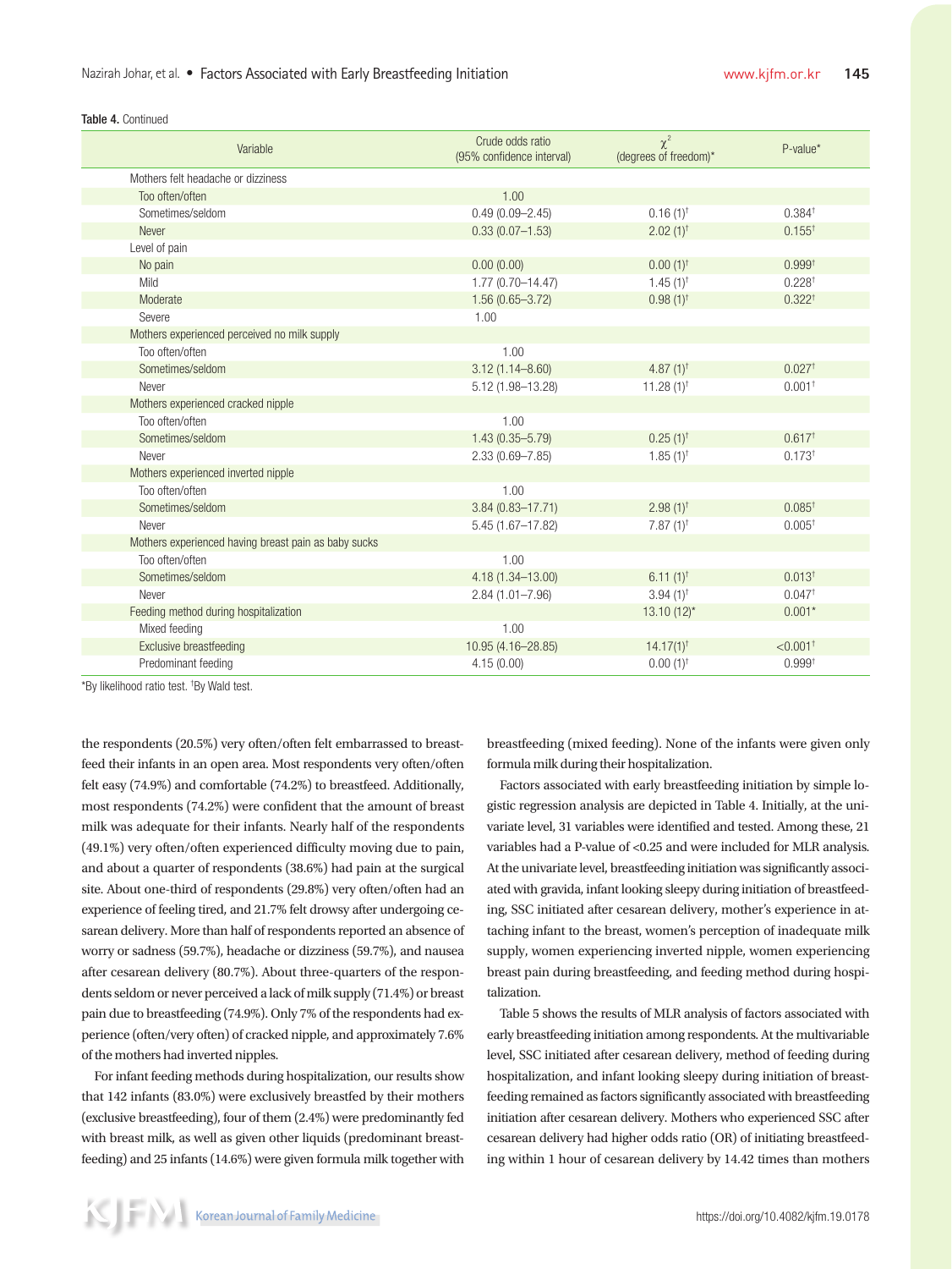**Table 4.** Continued

| Variable | Crude odds ratio (95% confidence interval) | $\chi^2$ (degrees of freedom)* | P-value* |
|---|---|---|---|
| Mothers felt headache or dizziness | | | |
| Too often/often | 1.00 | | |
| Sometimes/seldom | 0.49 (0.09–2.45) | 0.16 (1)† | 0.384† |
| Never | 0.33 (0.07–1.53) | 2.02 (1)† | 0.155† |
| Level of pain | | | |
| No pain | 0.00 (0.00) | 0.00 (1)† | 0.999† |
| Mild | 1.77 (0.70–14.47) | 1.45 (1)† | 0.228† |
| Moderate | 1.56 (0.65–3.72) | 0.98 (1)† | 0.322† |
| Severe | 1.00 | | |
| Mothers experienced perceived no milk supply | | | |
| Too often/often | 1.00 | | |
| Sometimes/seldom | 3.12 (1.14–8.60) | 4.87 (1)† | 0.027† |
| Never | 5.12 (1.98–13.28) | 11.28 (1)† | 0.001† |
| Mothers experienced cracked nipple | | | |
| Too often/often | 1.00 | | |
| Sometimes/seldom | 1.43 (0.35–5.79) | 0.25 (1)† | 0.617† |
| Never | 2.33 (0.69–7.85) | 1.85 (1)† | 0.173† |
| Mothers experienced inverted nipple | | | |
| Too often/often | 1.00 | | |
| Sometimes/seldom | 3.84 (0.83–17.71) | 2.98 (1)† | 0.085† |
| Never | 5.45 (1.67–17.82) | 7.87 (1)† | 0.005† |
| Mothers experienced having breast pain as baby sucks | | | |
| Too often/often | 1.00 | | |
| Sometimes/seldom | 4.18 (1.34–13.00) | 6.11 (1)† | 0.013† |
| Never | 2.84 (1.01–7.96) | 3.94 (1)† | 0.047† |
| Feeding method during hospitalization | | 13.10 (12)* | 0.001* |
| Mixed feeding | 1.00 | | |
| Exclusive breastfeeding | 10.95 (4.16–28.85) | 14.17(1)† | <0.001† |
| Predominant feeding | 4.15 (0.00) | 0.00 (1)† | 0.999† |

*By likelihood ratio test. †By Wald test.

the respondents (20.5%) very often/often felt embarrassed to breastfeed their infants in an open area. Most respondents very often/often felt easy (74.9%) and comfortable (74.2%) to breastfeed. Additionally, most respondents (74.2%) were confident that the amount of breast milk was adequate for their infants. Nearly half of the respondents (49.1%) very often/often experienced difficulty moving due to pain, and about a quarter of respondents (38.6%) had pain at the surgical site. About one-third of respondents (29.8%) very often/often had an experience of feeling tired, and 21.7% felt drowsy after undergoing cesarean delivery. More than half of respondents reported an absence of worry or sadness (59.7%), headache or dizziness (59.7%), and nausea after cesarean delivery (80.7%). About three-quarters of the respondents seldom or never perceived a lack of milk supply (71.4%) or breast pain due to breastfeeding (74.9%). Only 7% of the respondents had experience (often/very often) of cracked nipple, and approximately 7.6% of the mothers had inverted nipples.

For infant feeding methods during hospitalization, our results show that 142 infants (83.0%) were exclusively breastfed by their mothers (exclusive breastfeeding), four of them (2.4%) were predominantly fed with breast milk, as well as given other liquids (predominant breastfeeding) and 25 infants (14.6%) were given formula milk together with breastfeeding (mixed feeding). None of the infants were given only formula milk during their hospitalization.

Factors associated with early breastfeeding initiation by simple logistic regression analysis are depicted in Table 4. Initially, at the univariate level, 31 variables were identified and tested. Among these, 21 variables had a P-value of <0.25 and were included for MLR analysis. At the univariate level, breastfeeding initiation was significantly associated with gravida, infant looking sleepy during initiation of breastfeeding, SSC initiated after cesarean delivery, mother's experience in attaching infant to the breast, women's perception of inadequate milk supply, women experiencing inverted nipple, women experiencing breast pain during breastfeeding, and feeding method during hospitalization.

Table 5 shows the results of MLR analysis of factors associated with early breastfeeding initiation among respondents. At the multivariable level, SSC initiated after cesarean delivery, method of feeding during hospitalization, and infant looking sleepy during initiation of breastfeeding remained as factors significantly associated with breastfeeding initiation after cesarean delivery. Mothers who experienced SSC after cesarean delivery had higher odds ratio (OR) of initiating breastfeeding within 1 hour of cesarean delivery by 14.42 times than mothers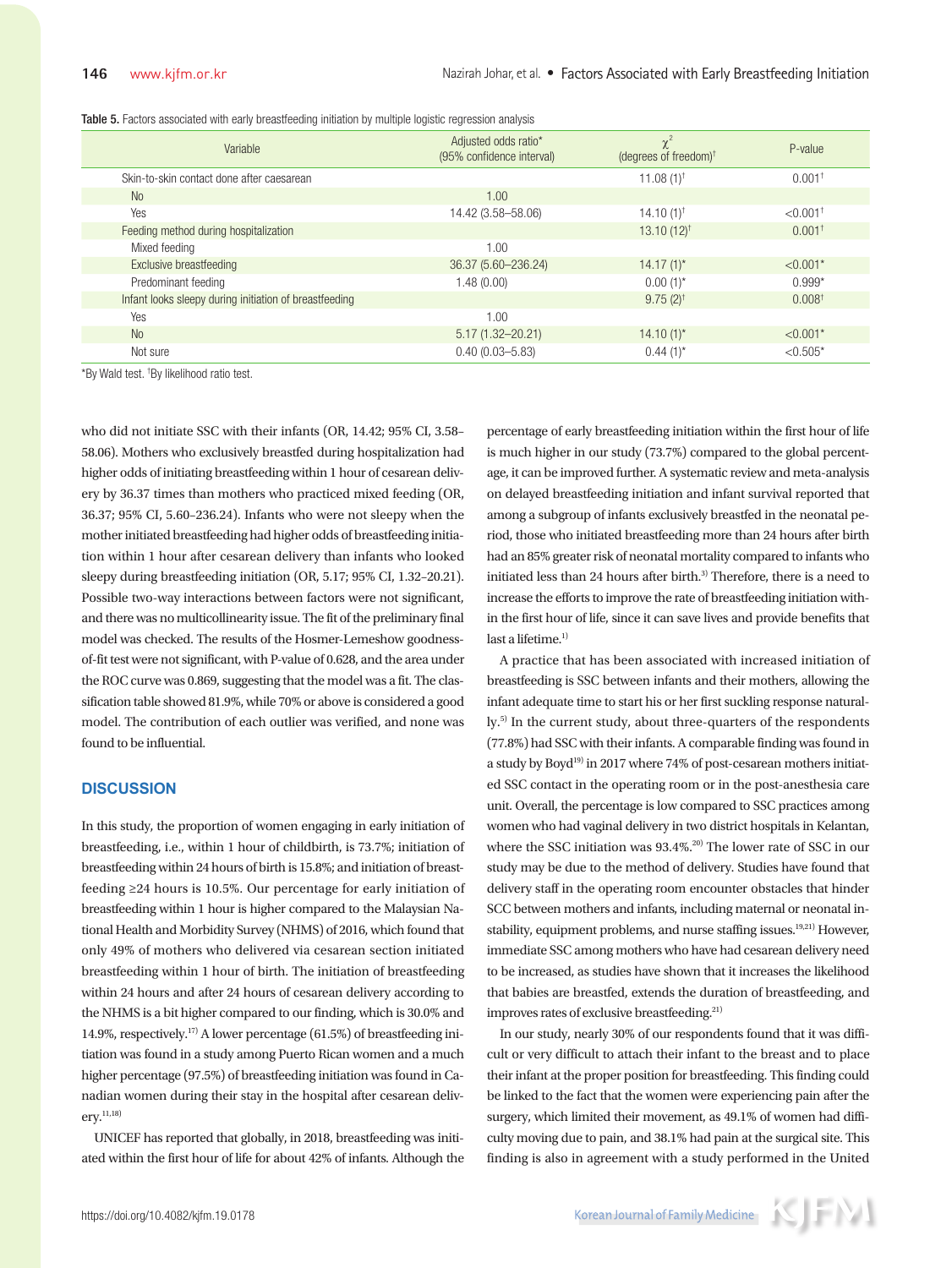Table 5. Factors associated with early breastfeeding initiation by multiple logistic regression analysis

| Variable | Adjusted odds ratio* (95% confidence interval) | $\chi^2$ (degrees of freedom)† | P-value |
|---|---|---|---|
| Skin-to-skin contact done after caesarean | | 11.08 (1)† | 0.001† |
| No | 1.00 | | |
| Yes | 14.42 (3.58–58.06) | 14.10 (1)† | <0.001† |
| Feeding method during hospitalization | | 13.10 (12)† | 0.001† |
| Mixed feeding | 1.00 | | |
| Exclusive breastfeeding | 36.37 (5.60–236.24) | 14.17 (1)* | <0.001* |
| Predominant feeding | 1.48 (0.00) | 0.00 (1)* | 0.999* |
| Infant looks sleepy during initiation of breastfeeding | | 9.75 (2)† | 0.008† |
| Yes | 1.00 | | |
| No | 5.17 (1.32–20.21) | 14.10 (1)* | <0.001* |
| Not sure | 0.40 (0.03–5.83) | 0.44 (1)* | <0.505* |

*By Wald test. †By likelihood ratio test.

who did not initiate SSC with their infants (OR, 14.42; 95% CI, 3.58–58.06). Mothers who exclusively breastfed during hospitalization had higher odds of initiating breastfeeding within 1 hour of cesarean delivery by 36.37 times than mothers who practiced mixed feeding (OR, 36.37; 95% CI, 5.60–236.24). Infants who were not sleepy when the mother initiated breastfeeding had higher odds of breastfeeding initiation within 1 hour after cesarean delivery than infants who looked sleepy during breastfeeding initiation (OR, 5.17; 95% CI, 1.32–20.21). Possible two-way interactions between factors were not significant, and there was no multicollinearity issue. The fit of the preliminary final model was checked. The results of the Hosmer-Lemeshow goodness-of-fit test were not significant, with P-value of 0.628, and the area under the ROC curve was 0.869, suggesting that the model was a fit. The classification table showed 81.9%, while 70% or above is considered a good model. The contribution of each outlier was verified, and none was found to be influential.

## DISCUSSION

In this study, the proportion of women engaging in early initiation of breastfeeding, i.e., within 1 hour of childbirth, is 73.7%; initiation of breastfeeding within 24 hours of birth is 15.8%; and initiation of breastfeeding ≥24 hours is 10.5%. Our percentage for early initiation of breastfeeding within 1 hour is higher compared to the Malaysian National Health and Morbidity Survey (NHMS) of 2016, which found that only 49% of mothers who delivered via cesarean section initiated breastfeeding within 1 hour of birth. The initiation of breastfeeding within 24 hours and after 24 hours of cesarean delivery according to the NHMS is a bit higher compared to our finding, which is 30.0% and 14.9%, respectively.[17] A lower percentage (61.5%) of breastfeeding initiation was found in a study among Puerto Rican women and a much higher percentage (97.5%) of breastfeeding initiation was found in Canadian women during their stay in the hospital after cesarean delivery.[11,18]

UNICEF has reported that globally, in 2018, breastfeeding was initiated within the first hour of life for about 42% of infants. Although the percentage of early breastfeeding initiation within the first hour of life is much higher in our study (73.7%) compared to the global percentage, it can be improved further. A systematic review and meta-analysis on delayed breastfeeding initiation and infant survival reported that among a subgroup of infants exclusively breastfed in the neonatal period, those who initiated breastfeeding more than 24 hours after birth had an 85% greater risk of neonatal mortality compared to infants who initiated less than 24 hours after birth.[3] Therefore, there is a need to increase the efforts to improve the rate of breastfeeding initiation within the first hour of life, since it can save lives and provide benefits that last a lifetime.[1]

A practice that has been associated with increased initiation of breastfeeding is SSC between infants and their mothers, allowing the infant adequate time to start his or her first suckling response naturally.[5] In the current study, about three-quarters of the respondents (77.8%) had SSC with their infants. A comparable finding was found in a study by Boyd[19] in 2017 where 74% of post-cesarean mothers initiated SSC contact in the operating room or in the post-anesthesia care unit. Overall, the percentage is low compared to SSC practices among women who had vaginal delivery in two district hospitals in Kelantan, where the SSC initiation was 93.4%.[20] The lower rate of SSC in our study may be due to the method of delivery. Studies have found that delivery staff in the operating room encounter obstacles that hinder SCC between mothers and infants, including maternal or neonatal instability, equipment problems, and nurse staffing issues.[19,21] However, immediate SSC among mothers who have had cesarean delivery need to be increased, as studies have shown that it increases the likelihood that babies are breastfed, extends the duration of breastfeeding, and improves rates of exclusive breastfeeding.[21]

In our study, nearly 30% of our respondents found that it was difficult or very difficult to attach their infant to the breast and to place their infant at the proper position for breastfeeding. This finding could be linked to the fact that the women were experiencing pain after the surgery, which limited their movement, as 49.1% of women had difficulty moving due to pain, and 38.1% had pain at the surgical site. This finding is also in agreement with a study performed in the United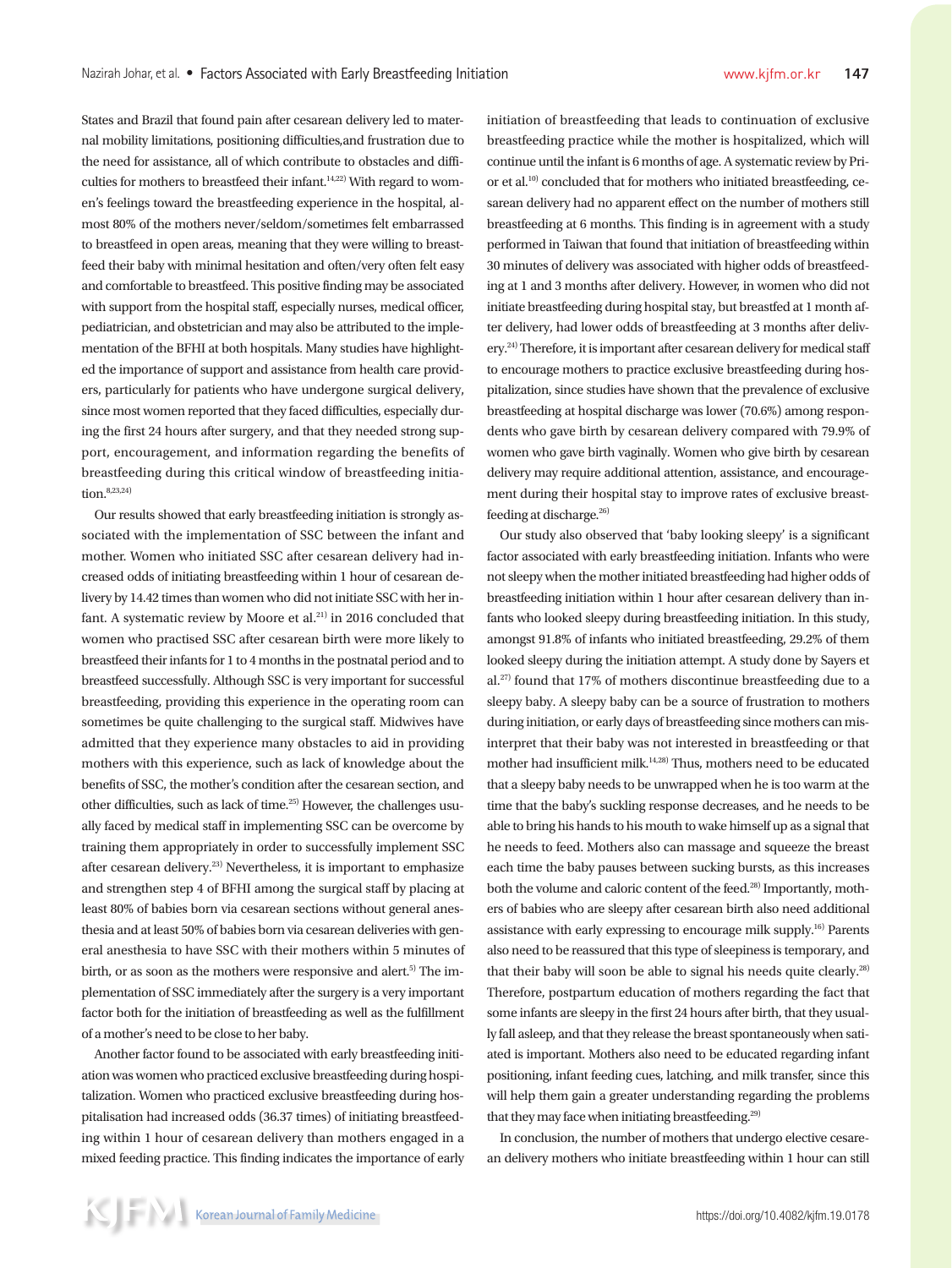States and Brazil that found pain after cesarean delivery led to maternal mobility limitations, positioning difficulties,and frustration due to the need for assistance, all of which contribute to obstacles and difficulties for mothers to breastfeed their infant.[14,22] With regard to women's feelings toward the breastfeeding experience in the hospital, almost 80% of the mothers never/seldom/sometimes felt embarrassed to breastfeed in open areas, meaning that they were willing to breastfeed their baby with minimal hesitation and often/very often felt easy and comfortable to breastfeed. This positive finding may be associated with support from the hospital staff, especially nurses, medical officer, pediatrician, and obstetrician and may also be attributed to the implementation of the BFHI at both hospitals. Many studies have highlighted the importance of support and assistance from health care providers, particularly for patients who have undergone surgical delivery, since most women reported that they faced difficulties, especially during the first 24 hours after surgery, and that they needed strong support, encouragement, and information regarding the benefits of breastfeeding during this critical window of breastfeeding initiation.[8,23,24)]

Our results showed that early breastfeeding initiation is strongly associated with the implementation of SSC between the infant and mother. Women who initiated SSC after cesarean delivery had increased odds of initiating breastfeeding within 1 hour of cesarean delivery by 14.42 times than women who did not initiate SSC with her infant. A systematic review by Moore et al.[21] in 2016 concluded that women who practised SSC after cesarean birth were more likely to breastfeed their infants for 1 to 4 months in the postnatal period and to breastfeed successfully. Although SSC is very important for successful breastfeeding, providing this experience in the operating room can sometimes be quite challenging to the surgical staff. Midwives have admitted that they experience many obstacles to aid in providing mothers with this experience, such as lack of knowledge about the benefits of SSC, the mother's condition after the cesarean section, and other difficulties, such as lack of time.[25] However, the challenges usually faced by medical staff in implementing SSC can be overcome by training them appropriately in order to successfully implement SSC after cesarean delivery.[23] Nevertheless, it is important to emphasize and strengthen step 4 of BFHI among the surgical staff by placing at least 80% of babies born via cesarean sections without general anesthesia and at least 50% of babies born via cesarean deliveries with general anesthesia to have SSC with their mothers within 5 minutes of birth, or as soon as the mothers were responsive and alert.[5] The implementation of SSC immediately after the surgery is a very important factor both for the initiation of breastfeeding as well as the fulfillment of a mother's need to be close to her baby.

Another factor found to be associated with early breastfeeding initiation was women who practiced exclusive breastfeeding during hospitalization. Women who practiced exclusive breastfeeding during hospitalisation had increased odds (36.37 times) of initiating breastfeeding within 1 hour of cesarean delivery than mothers engaged in a mixed feeding practice. This finding indicates the importance of early initiation of breastfeeding that leads to continuation of exclusive breastfeeding practice while the mother is hospitalized, which will continue until the infant is 6 months of age. A systematic review by Prior et al.[10] concluded that for mothers who initiated breastfeeding, cesarean delivery had no apparent effect on the number of mothers still breastfeeding at 6 months. This finding is in agreement with a study performed in Taiwan that found that initiation of breastfeeding within 30 minutes of delivery was associated with higher odds of breastfeeding at 1 and 3 months after delivery. However, in women who did not initiate breastfeeding during hospital stay, but breastfed at 1 month after delivery, had lower odds of breastfeeding at 3 months after delivery.[24] Therefore, it is important after cesarean delivery for medical staff to encourage mothers to practice exclusive breastfeeding during hospitalization, since studies have shown that the prevalence of exclusive breastfeeding at hospital discharge was lower (70.6%) among respondents who gave birth by cesarean delivery compared with 79.9% of women who gave birth vaginally. Women who give birth by cesarean delivery may require additional attention, assistance, and encouragement during their hospital stay to improve rates of exclusive breastfeeding at discharge.[26]

Our study also observed that 'baby looking sleepy' is a significant factor associated with early breastfeeding initiation. Infants who were not sleepy when the mother initiated breastfeeding had higher odds of breastfeeding initiation within 1 hour after cesarean delivery than infants who looked sleepy during breastfeeding initiation. In this study, amongst 91.8% of infants who initiated breastfeeding, 29.2% of them looked sleepy during the initiation attempt. A study done by Sayers et al.[27] found that 17% of mothers discontinue breastfeeding due to a sleepy baby. A sleepy baby can be a source of frustration to mothers during initiation, or early days of breastfeeding since mothers can misinterpret that their baby was not interested in breastfeeding or that mother had insufficient milk.[14,28] Thus, mothers need to be educated that a sleepy baby needs to be unwrapped when he is too warm at the time that the baby's suckling response decreases, and he needs to be able to bring his hands to his mouth to wake himself up as a signal that he needs to feed. Mothers also can massage and squeeze the breast each time the baby pauses between sucking bursts, as this increases both the volume and caloric content of the feed.[28] Importantly, mothers of babies who are sleepy after cesarean birth also need additional assistance with early expressing to encourage milk supply.[16] Parents also need to be reassured that this type of sleepiness is temporary, and that their baby will soon be able to signal his needs quite clearly.[28] Therefore, postpartum education of mothers regarding the fact that some infants are sleepy in the first 24 hours after birth, that they usually fall asleep, and that they release the breast spontaneously when satiated is important. Mothers also need to be educated regarding infant positioning, infant feeding cues, latching, and milk transfer, since this will help them gain a greater understanding regarding the problems that they may face when initiating breastfeeding.[29]

In conclusion, the number of mothers that undergo elective cesarean delivery mothers who initiate breastfeeding within 1 hour can still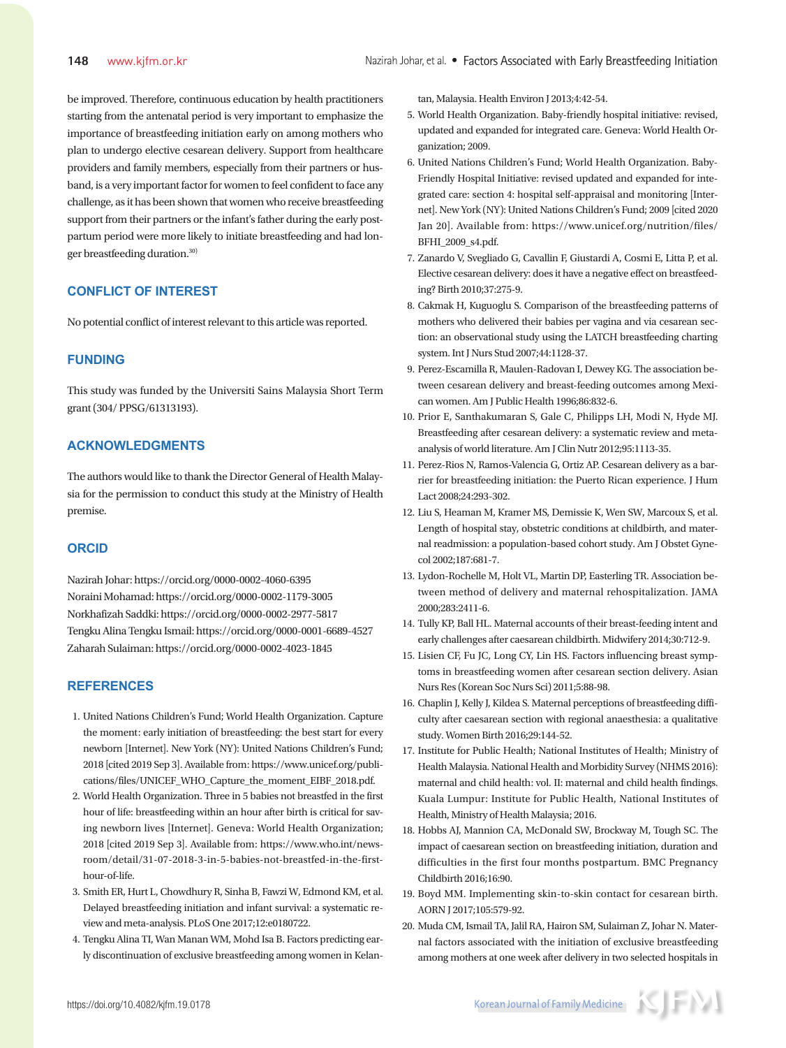be improved. Therefore, continuous education by health practitioners starting from the antenatal period is very important to emphasize the importance of breastfeeding initiation early on among mothers who plan to undergo elective cesarean delivery. Support from healthcare providers and family members, especially from their partners or husband, is a very important factor for women to feel confident to face any challenge, as it has been shown that women who receive breastfeeding support from their partners or the infant's father during the early postpartum period were more likely to initiate breastfeeding and had longer breastfeeding duration.[30]

## CONFLICT OF INTEREST

No potential conflict of interest relevant to this article was reported.

## FUNDING

This study was funded by the Universiti Sains Malaysia Short Term grant (304/ PPSG/61313193).

## ACKNOWLEDGMENTS

The authors would like to thank the Director General of Health Malaysia for the permission to conduct this study at the Ministry of Health premise.

## ORCID

Nazirah Johar: https://orcid.org/0000-0002-4060-6395
Noraini Mohamad: https://orcid.org/0000-0002-1179-3005
Norkhafizah Saddki: https://orcid.org/0000-0002-2977-5817
Tengku Alina Tengku Ismail: https://orcid.org/0000-0001-6689-4527
Zaharah Sulaiman: https://orcid.org/0000-0002-4023-1845

## REFERENCES

1. United Nations Children's Fund; World Health Organization. Capture the moment: early initiation of breastfeeding: the best start for every newborn [Internet]. New York (NY): United Nations Children's Fund; 2018 [cited 2019 Sep 3]. Available from: https://www.unicef.org/publications/files/UNICEF_WHO_Capture_the_moment_EIBF_2018.pdf.
2. World Health Organization. Three in 5 babies not breastfed in the first hour of life: breastfeeding within an hour after birth is critical for saving newborn lives [Internet]. Geneva: World Health Organization; 2018 [cited 2019 Sep 3]. Available from: https://www.who.int/news-room/detail/31-07-2018-3-in-5-babies-not-breastfed-in-the-first-hour-of-life.
3. Smith ER, Hurt L, Chowdhury R, Sinha B, Fawzi W, Edmond KM, et al. Delayed breastfeeding initiation and infant survival: a systematic review and meta-analysis. PLoS One 2017;12:e0180722.
4. Tengku Alina TI, Wan Manan WM, Mohd Isa B. Factors predicting early discontinuation of exclusive breastfeeding among women in Kelantan, Malaysia. Health Environ J 2013;4:42-54.
5. World Health Organization. Baby-friendly hospital initiative: revised, updated and expanded for integrated care. Geneva: World Health Organization; 2009.
6. United Nations Children's Fund; World Health Organization. Baby-Friendly Hospital Initiative: revised updated and expanded for integrated care: section 4: hospital self-appraisal and monitoring [Internet]. New York (NY): United Nations Children's Fund; 2009 [cited 2020 Jan 20]. Available from: https://www.unicef.org/nutrition/files/BFHI_2009_s4.pdf.
7. Zanardo V, Svegliado G, Cavallin F, Giustardi A, Cosmi E, Litta P, et al. Elective cesarean delivery: does it have a negative effect on breastfeeding? Birth 2010;37:275-9.
8. Cakmak H, Kuguoglu S. Comparison of the breastfeeding patterns of mothers who delivered their babies per vagina and via cesarean section: an observational study using the LATCH breastfeeding charting system. Int J Nurs Stud 2007;44:1128-37.
9. Perez-Escamilla R, Maulen-Radovan I, Dewey KG. The association between cesarean delivery and breast-feeding outcomes among Mexican women. Am J Public Health 1996;86:832-6.
10. Prior E, Santhakumaran S, Gale C, Philipps LH, Modi N, Hyde MJ. Breastfeeding after cesarean delivery: a systematic review and meta-analysis of world literature. Am J Clin Nutr 2012;95:1113-35.
11. Perez-Rios N, Ramos-Valencia G, Ortiz AP. Cesarean delivery as a barrier for breastfeeding initiation: the Puerto Rican experience. J Hum Lact 2008;24:293-302.
12. Liu S, Heaman M, Kramer MS, Demissie K, Wen SW, Marcoux S, et al. Length of hospital stay, obstetric conditions at childbirth, and maternal readmission: a population-based cohort study. Am J Obstet Gynecol 2002;187:681-7.
13. Lydon-Rochelle M, Holt VL, Martin DP, Easterling TR. Association between method of delivery and maternal rehospitalization. JAMA 2000;283:2411-6.
14. Tully KP, Ball HL. Maternal accounts of their breast-feeding intent and early challenges after caesarean childbirth. Midwifery 2014;30:712-9.
15. Lisien CF, Fu JC, Long CY, Lin HS. Factors influencing breast symptoms in breastfeeding women after cesarean section delivery. Asian Nurs Res (Korean Soc Nurs Sci) 2011;5:88-98.
16. Chaplin J, Kelly J, Kildea S. Maternal perceptions of breastfeeding difficulty after caesarean section with regional anaesthesia: a qualitative study. Women Birth 2016;29:144-52.
17. Institute for Public Health; National Institutes of Health; Ministry of Health Malaysia. National Health and Morbidity Survey (NHMS 2016): maternal and child health: vol. II: maternal and child health findings. Kuala Lumpur: Institute for Public Health, National Institutes of Health, Ministry of Health Malaysia; 2016.
18. Hobbs AJ, Mannion CA, McDonald SW, Brockway M, Tough SC. The impact of caesarean section on breastfeeding initiation, duration and difficulties in the first four months postpartum. BMC Pregnancy Childbirth 2016;16:90.
19. Boyd MM. Implementing skin-to-skin contact for cesarean birth. AORN J 2017;105:579-92.
20. Muda CM, Ismail TA, Jalil RA, Hairon SM, Sulaiman Z, Johar N. Maternal factors associated with the initiation of exclusive breastfeeding among mothers at one week after delivery in two selected hospitals in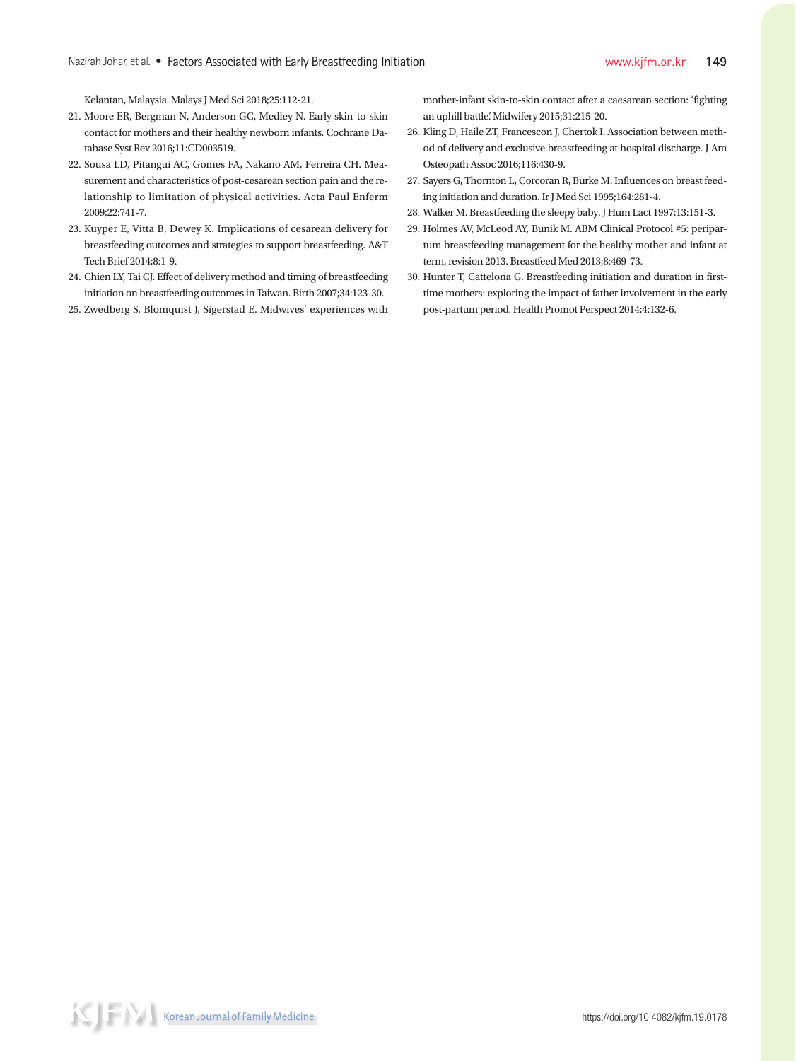Kelantan, Malaysia. Malays J Med Sci 2018;25:112-21.

21. Moore ER, Bergman N, Anderson GC, Medley N. Early skin-to-skin contact for mothers and their healthy newborn infants. Cochrane Database Syst Rev 2016;11:CD003519.
22. Sousa LD, Pitangui AC, Gomes FA, Nakano AM, Ferreira CH. Measurement and characteristics of post-cesarean section pain and the relationship to limitation of physical activities. Acta Paul Enferm 2009;22:741-7.
23. Kuyper E, Vitta B, Dewey K. Implications of cesarean delivery for breastfeeding outcomes and strategies to support breastfeeding. A&T Tech Brief 2014;8:1-9.
24. Chien LY, Tai CJ. Effect of delivery method and timing of breastfeeding initiation on breastfeeding outcomes in Taiwan. Birth 2007;34:123-30.
25. Zwedberg S, Blomquist J, Sigerstad E. Midwives' experiences with mother-infant skin-to-skin contact after a caesarean section: 'fighting an uphill battle.' Midwifery 2015;31:215-20.
26. Kling D, Haile ZT, Francescon J, Chertok I. Association between method of delivery and exclusive breastfeeding at hospital discharge. J Am Osteopath Assoc 2016;116:430-9.
27. Sayers G, Thornton L, Corcoran R, Burke M. Influences on breast feeding initiation and duration. Ir J Med Sci 1995;164:281-4.
28. Walker M. Breastfeeding the sleepy baby. J Hum Lact 1997;13:151-3.
29. Holmes AV, McLeod AY, Bunik M. ABM Clinical Protocol #5: peripartum breastfeeding management for the healthy mother and infant at term, revision 2013. Breastfeed Med 2013;8:469-73.
30. Hunter T, Cattelona G. Breastfeeding initiation and duration in first-time mothers: exploring the impact of father involvement in the early post-partum period. Health Promot Perspect 2014;4:132-6.